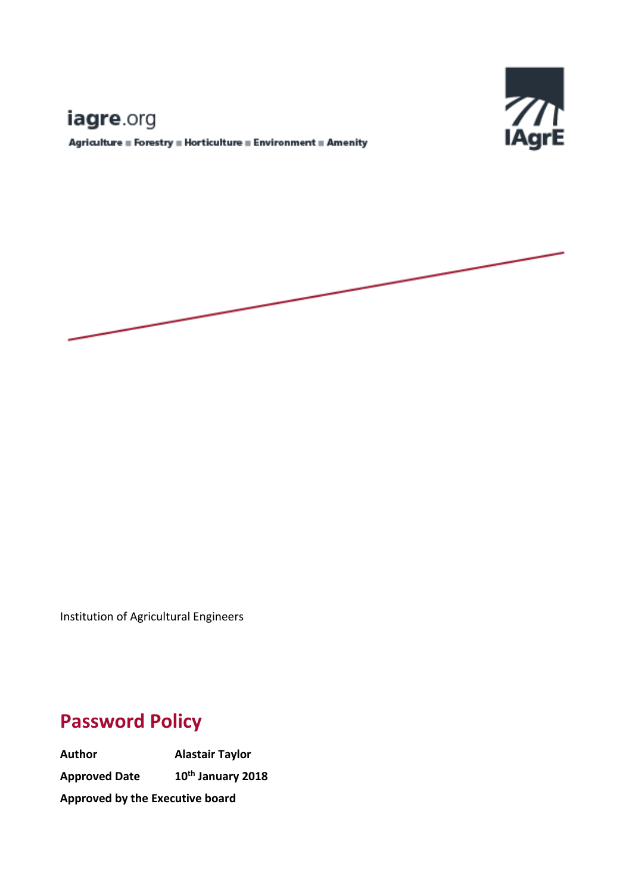iagre.org

Agriculture ■ Forestry ■ Horticulture ■ Environment ■ Amenity

IAgrE

Institution of Agricultural Engineers

# Password Policy

**Author** **Alastair Taylor**

**Approved Date** **10th January 2018**

**Approved by the Executive board**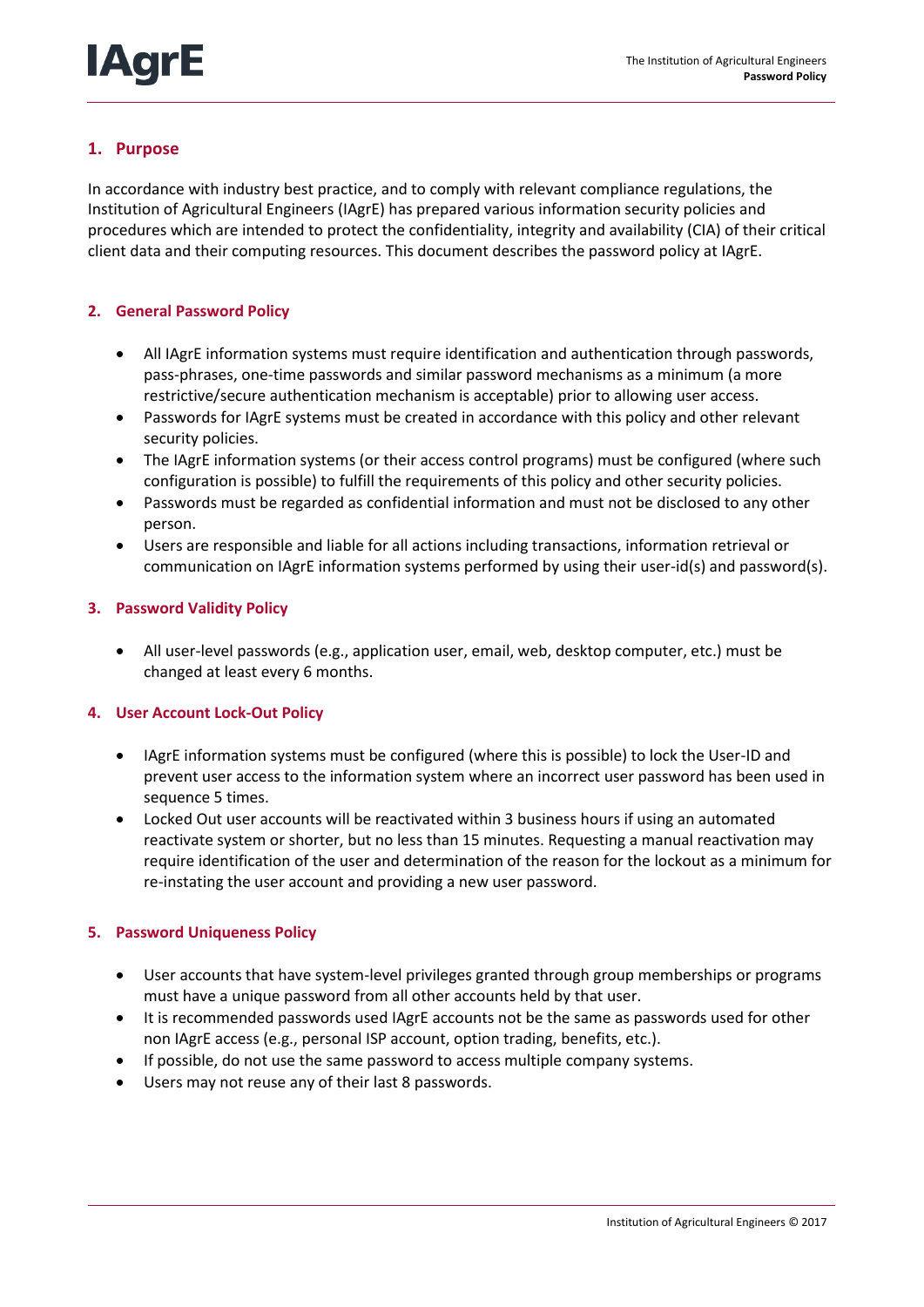## 1. Purpose

In accordance with industry best practice, and to comply with relevant compliance regulations, the Institution of Agricultural Engineers (IAgrE) has prepared various information security policies and procedures which are intended to protect the confidentiality, integrity and availability (CIA) of their critical client data and their computing resources. This document describes the password policy at IAgrE.

## 2. General Password Policy

- All IAgrE information systems must require identification and authentication through passwords, pass-phrases, one-time passwords and similar password mechanisms as a minimum (a more restrictive/secure authentication mechanism is acceptable) prior to allowing user access.
- Passwords for IAgrE systems must be created in accordance with this policy and other relevant security policies.
- The IAgrE information systems (or their access control programs) must be configured (where such configuration is possible) to fulfill the requirements of this policy and other security policies.
- Passwords must be regarded as confidential information and must not be disclosed to any other person.
- Users are responsible and liable for all actions including transactions, information retrieval or communication on IAgrE information systems performed by using their user-id(s) and password(s).

## 3. Password Validity Policy

- All user-level passwords (e.g., application user, email, web, desktop computer, etc.) must be changed at least every 6 months.

## 4. User Account Lock-Out Policy

- IAgrE information systems must be configured (where this is possible) to lock the User-ID and prevent user access to the information system where an incorrect user password has been used in sequence 5 times.
- Locked Out user accounts will be reactivated within 3 business hours if using an automated reactivate system or shorter, but no less than 15 minutes. Requesting a manual reactivation may require identification of the user and determination of the reason for the lockout as a minimum for re-instating the user account and providing a new user password.

## 5. Password Uniqueness Policy

- User accounts that have system-level privileges granted through group memberships or programs must have a unique password from all other accounts held by that user.
- It is recommended passwords used IAgrE accounts not be the same as passwords used for other non IAgrE access (e.g., personal ISP account, option trading, benefits, etc.).
- If possible, do not use the same password to access multiple company systems.
- Users may not reuse any of their last 8 passwords.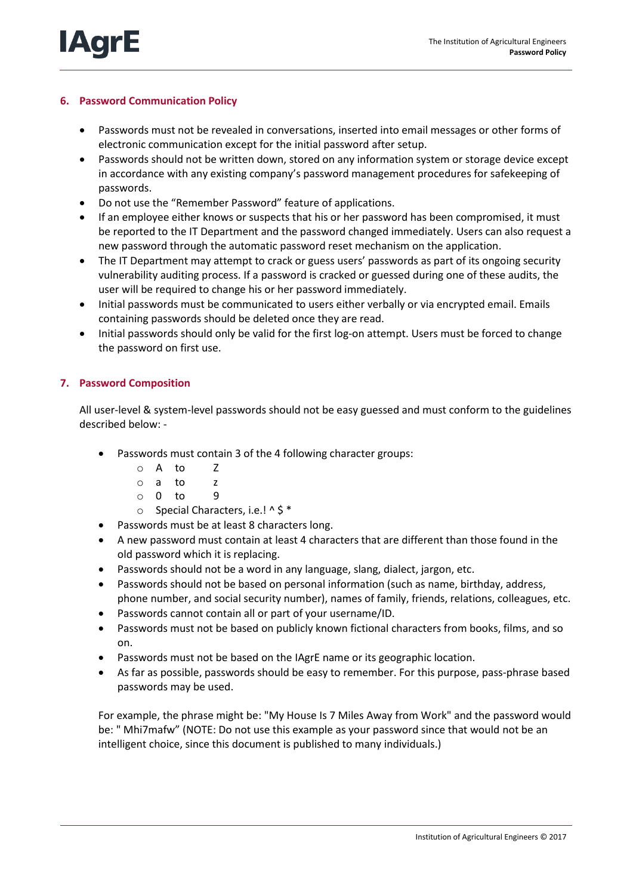## 6. Password Communication Policy

- Passwords must not be revealed in conversations, inserted into email messages or other forms of electronic communication except for the initial password after setup.
- Passwords should not be written down, stored on any information system or storage device except in accordance with any existing company's password management procedures for safekeeping of passwords.
- Do not use the "Remember Password" feature of applications.
- If an employee either knows or suspects that his or her password has been compromised, it must be reported to the IT Department and the password changed immediately. Users can also request a new password through the automatic password reset mechanism on the application.
- The IT Department may attempt to crack or guess users' passwords as part of its ongoing security vulnerability auditing process. If a password is cracked or guessed during one of these audits, the user will be required to change his or her password immediately.
- Initial passwords must be communicated to users either verbally or via encrypted email. Emails containing passwords should be deleted once they are read.
- Initial passwords should only be valid for the first log-on attempt. Users must be forced to change the password on first use.

## 7. Password Composition

All user-level & system-level passwords should not be easy guessed and must conform to the guidelines described below: -

- Passwords must contain 3 of the 4 following character groups:
  - A to Z
  - a to z
  - 0 to 9
  - Special Characters, i.e.! ^ $ *
- Passwords must be at least 8 characters long.
- A new password must contain at least 4 characters that are different than those found in the old password which it is replacing.
- Passwords should not be a word in any language, slang, dialect, jargon, etc.
- Passwords should not be based on personal information (such as name, birthday, address, phone number, and social security number), names of family, friends, relations, colleagues, etc.
- Passwords cannot contain all or part of your username/ID.
- Passwords must not be based on publicly known fictional characters from books, films, and so on.
- Passwords must not be based on the IAgrE name or its geographic location.
- As far as possible, passwords should be easy to remember. For this purpose, pass-phrase based passwords may be used.

For example, the phrase might be: "My House Is 7 Miles Away from Work" and the password would be: " Mhi7mafw" (NOTE: Do not use this example as your password since that would not be an intelligent choice, since this document is published to many individuals.)